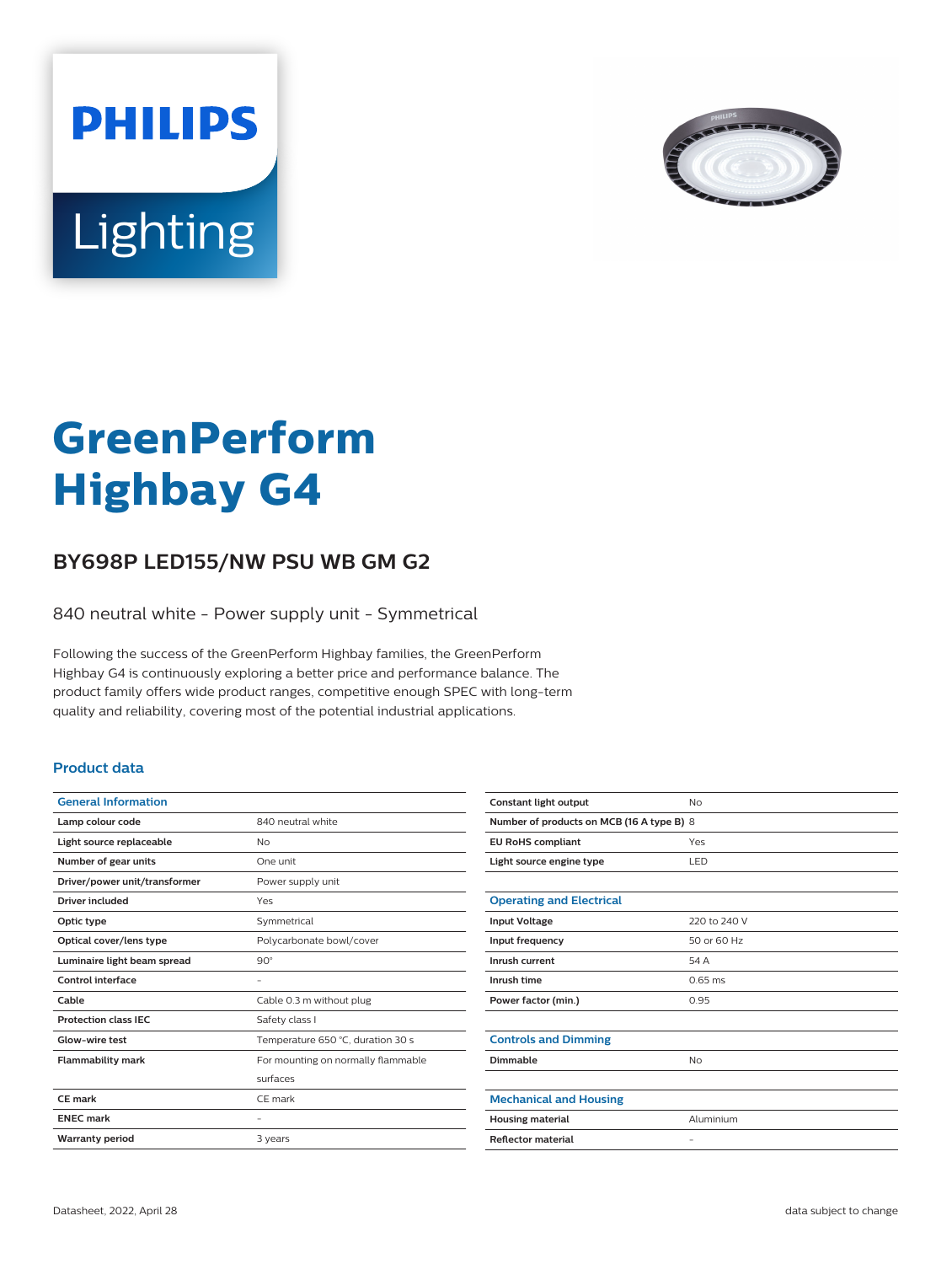PHILIPS

Lighting

# GreenPerform Highbay G4

## BY698P LED155/NW PSU WB GM G2

840 neutral white - Power supply unit - Symmetrical

Following the success of the GreenPerform Highbay families, the GreenPerform Highbay G4 is continuously exploring a better price and performance balance. The product family offers wide product ranges, competitive enough SPEC with long-term quality and reliability, covering most of the potential industrial applications.

### Product data

| General Information | |
|---|---|
| Lamp colour code | 840 neutral white |
| Light source replaceable | No |
| Number of gear units | One unit |
| Driver/power unit/transformer | Power supply unit |
| Driver included | Yes |
| Optic type | Symmetrical |
| Optical cover/lens type | Polycarbonate bowl/cover |
| Luminaire light beam spread | 90° |
| Control interface | - |
| Cable | Cable 0.3 m without plug |
| Protection class IEC | Safety class I |
| Glow-wire test | Temperature 650 °C, duration 30 s |
| Flammability mark | For mounting on normally flammable surfaces |
| CE mark | CE mark |
| ENEC mark | - |
| Warranty period | 3 years |
| Constant light output | No |
| Number of products on MCB (16 A type B) | 8 |
| EU RoHS compliant | Yes |
| Light source engine type | LED |

| Operating and Electrical | |
|---|---|
| Input Voltage | 220 to 240 V |
| Input frequency | 50 or 60 Hz |
| Inrush current | 54 A |
| Inrush time | 0.65 ms |
| Power factor (min.) | 0.95 |

| Controls and Dimming | |
|---|---|
| Dimmable | No |

| Mechanical and Housing | |
|---|---|
| Housing material | Aluminium |
| Reflector material | - |

Datasheet, 2022, April 28 data subject to change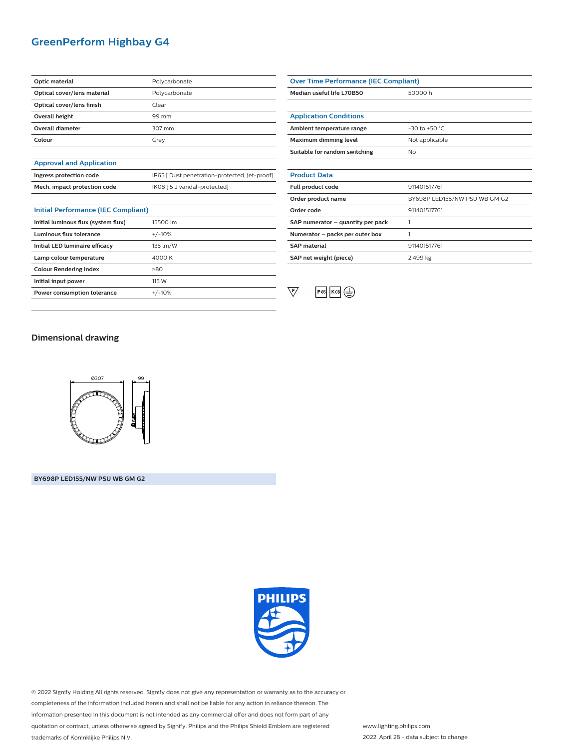# GreenPerform Highbay G4

| | |
|---|---|
| Optic material | Polycarbonate |
| Optical cover/lens material | Polycarbonate |
| Optical cover/lens finish | Clear |
| Overall height | 99 mm |
| Overall diameter | 307 mm |
| Colour | Grey |

### Approval and Application

| | |
|---|---|
| Ingress protection code | IP65 [ Dust penetration-protected, jet-proof] |
| Mech. impact protection code | IK08 [ 5 J vandal-protected] |

### Initial Performance (IEC Compliant)

| | |
|---|---|
| Initial luminous flux (system flux) | 15500 lm |
| Luminous flux tolerance | +/-10% |
| Initial LED luminaire efficacy | 135 lm/W |
| Lamp colour temperature | 4000 K |
| Colour Rendering Index | >80 |
| Initial input power | 115 W |
| Power consumption tolerance | +/-10% |

### Over Time Performance (IEC Compliant)

| | |
|---|---|
| Median useful life L70B50 | 50000 h |

### Application Conditions

| | |
|---|---|
| Ambient temperature range | -30 to +50 °C |
| Maximum dimming level | Not applicable |
| Suitable for random switching | No |

### Product Data

| | |
|---|---|
| Full product code | 911401517761 |
| Order product name | BY698P LED155/NW PSU WB GM G2 |
| Order code | 911401517761 |
| SAP numerator – quantity per pack | 1 |
| Numerator – packs per outer box | 1 |
| SAP material | 911401517761 |
| SAP net weight (piece) | 2.499 kg |

F IP65 IK08

## Dimensional drawing

Ø307

99

**BY698P LED155/NW PSU WB GM G2**

© 2022 Signify Holding All rights reserved. Signify does not give any representation or warranty as to the accuracy or completeness of the information included herein and shall not be liable for any action in reliance thereon. The information presented in this document is not intended as any commercial offer and does not form part of any quotation or contract, unless otherwise agreed by Signify. Philips and the Philips Shield Emblem are registered trademarks of Koninklijke Philips N.V.

www.lighting.philips.com

2022, April 28 - data subject to change